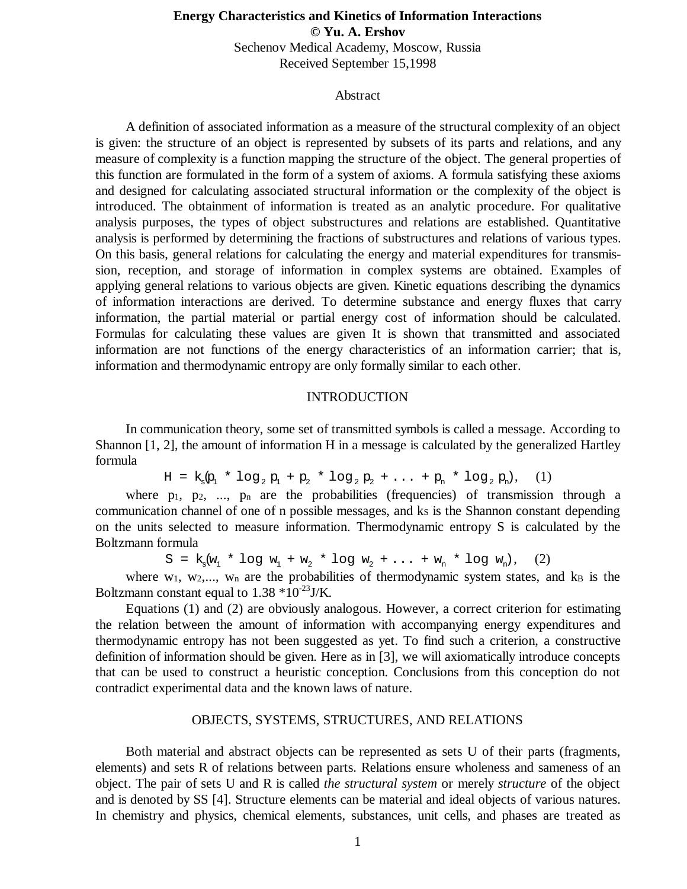# Energy Characteristics and Kinetics of Information Interactions

**© Yu. A. Ershov**

Sechenov Medical Academy, Moscow, Russia

Received September 15,1998

## Abstract

A definition of associated information as a measure of the structural complexity of an object is given: the structure of an object is represented by subsets of its parts and relations, and any measure of complexity is a function mapping the structure of the object. The general properties of this function are formulated in the form of a system of axioms. A formula satisfying these axioms and designed for calculating associated structural information or the complexity of the object is introduced. The obtainment of information is treated as an analytic procedure. For qualitative analysis purposes, the types of object substructures and relations are established. Quantitative analysis is performed by determining the fractions of substructures and relations of various types. On this basis, general relations for calculating the energy and material expenditures for transmission, reception, and storage of information in complex systems are obtained. Examples of applying general relations to various objects are given. Kinetic equations describing the dynamics of information interactions are derived. To determine substance and energy fluxes that carry information, the partial material or partial energy cost of information should be calculated. Formulas for calculating these values are given It is shown that transmitted and associated information are not functions of the energy characteristics of an information carrier; that is, information and thermodynamic entropy are only formally similar to each other.

## INTRODUCTION

In communication theory, some set of transmitted symbols is called a message. According to Shannon [1, 2], the amount of information H in a message is calculated by the generalized Hartley formula

$$H = k_s(p_1 * \log_2 p_1 + p_2 * \log_2 p_2 + ... + p_n * \log_2 p_n), \quad (1)$$

where $p_1$, $p_2$, ..., $p_n$ are the probabilities (frequencies) of transmission through a communication channel of one of n possible messages, and $k_S$ is the Shannon constant depending on the units selected to measure information. Thermodynamic entropy S is calculated by the Boltzmann formula

$$S = k_s(w_1 * \log w_1 + w_2 * \log w_2 + ... + w_n * \log w_n), \quad (2)$$

where $w_1$, $w_2$,..., $w_n$ are the probabilities of thermodynamic system states, and $k_B$ is the Boltzmann constant equal to $1.38 * 10^{-23}$ J/K.

Equations (1) and (2) are obviously analogous. However, a correct criterion for estimating the relation between the amount of information with accompanying energy expenditures and thermodynamic entropy has not been suggested as yet. To find such a criterion, a constructive definition of information should be given. Here as in [3], we will axiomatically introduce concepts that can be used to construct a heuristic conception. Conclusions from this conception do not contradict experimental data and the known laws of nature.

## OBJECTS, SYSTEMS, STRUCTURES, AND RELATIONS

Both material and abstract objects can be represented as sets U of their parts (fragments, elements) and sets R of relations between parts. Relations ensure wholeness and sameness of an object. The pair of sets U and R is called *the structural system* or merely *structure* of the object and is denoted by SS [4]. Structure elements can be material and ideal objects of various natures. In chemistry and physics, chemical elements, substances, unit cells, and phases are treated as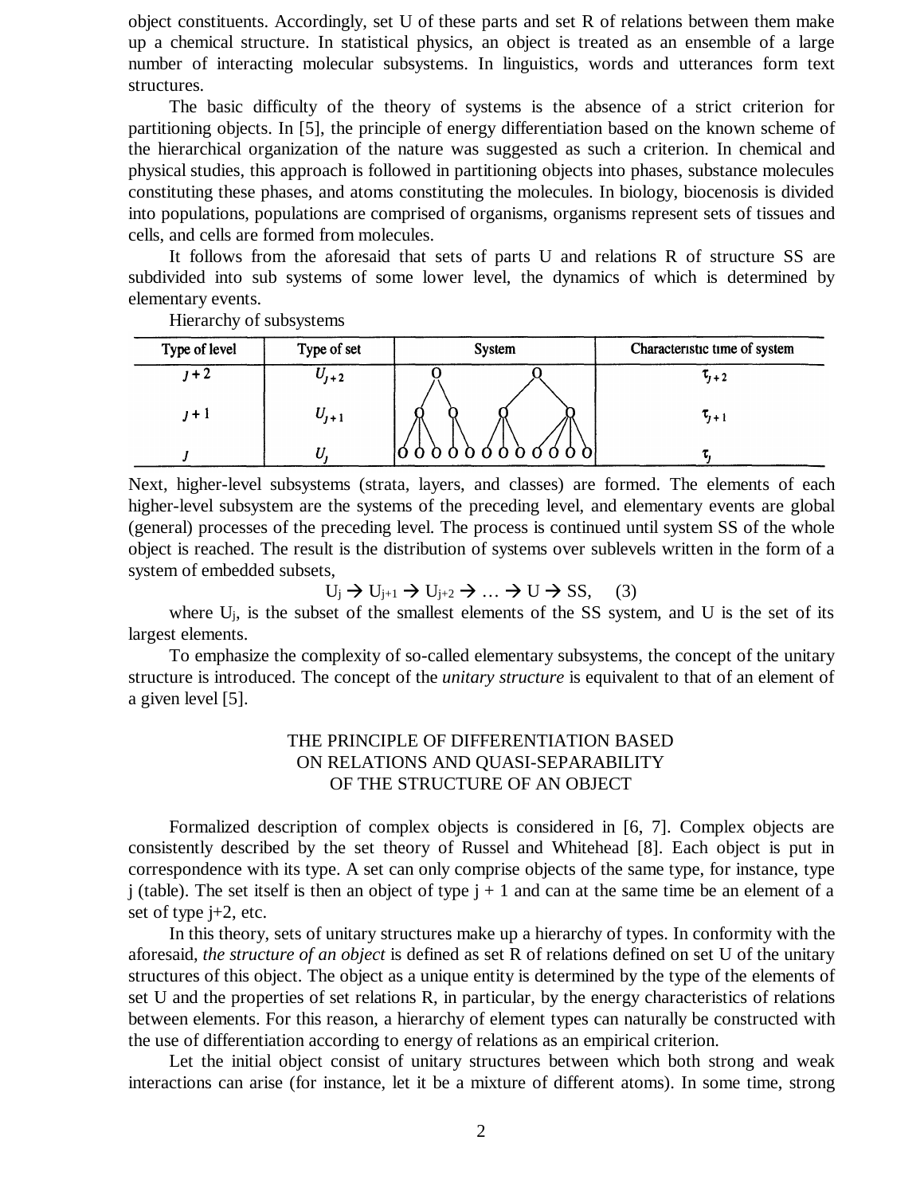object constituents. Accordingly, set U of these parts and set R of relations between them make up a chemical structure. In statistical physics, an object is treated as an ensemble of a large number of interacting molecular subsystems. In linguistics, words and utterances form text structures.

The basic difficulty of the theory of systems is the absence of a strict criterion for partitioning objects. In [5], the principle of energy differentiation based on the known scheme of the hierarchical organization of the nature was suggested as such a criterion. In chemical and physical studies, this approach is followed in partitioning objects into phases, substance molecules constituting these phases, and atoms constituting the molecules. In biology, biocenosis is divided into populations, populations are comprised of organisms, organisms represent sets of tissues and cells, and cells are formed from molecules.

It follows from the aforesaid that sets of parts U and relations R of structure SS are subdivided into sub systems of some lower level, the dynamics of which is determined by elementary events.

Hierarchy of subsystems

| Type of level | Type of set | System | Characteristic time of system |
|---|---|---|---|
| $j+2$ | $U_{j+2}$ | O O | $\tau_{j+2}$ |
| $j+1$ | $U_{j+1}$ | O O O O | $\tau_{j+1}$ |
| $j$ | $U_j$ | O O O O O O O O O O O O O | $\tau_j$ |

Next, higher-level subsystems (strata, layers, and classes) are formed. The elements of each higher-level subsystem are the systems of the preceding level, and elementary events are global (general) processes of the preceding level. The process is continued until system SS of the whole object is reached. The result is the distribution of systems over sublevels written in the form of a system of embedded subsets,

$$U_j \rightarrow U_{j+1} \rightarrow U_{j+2} \rightarrow \ldots \rightarrow U \rightarrow SS, \quad (3)$$

where $U_j$, is the subset of the smallest elements of the SS system, and U is the set of its largest elements.

To emphasize the complexity of so-called elementary subsystems, the concept of the unitary structure is introduced. The concept of the *unitary structure* is equivalent to that of an element of a given level [5].

## THE PRINCIPLE OF DIFFERENTIATION BASED ON RELATIONS AND QUASI-SEPARABILITY OF THE STRUCTURE OF AN OBJECT

Formalized description of complex objects is considered in [6, 7]. Complex objects are consistently described by the set theory of Russel and Whitehead [8]. Each object is put in correspondence with its type. A set can only comprise objects of the same type, for instance, type j (table). The set itself is then an object of type $j+1$ and can at the same time be an element of a set of type $j+2$, etc.

In this theory, sets of unitary structures make up a hierarchy of types. In conformity with the aforesaid, *the structure of an object* is defined as set R of relations defined on set U of the unitary structures of this object. The object as a unique entity is determined by the type of the elements of set U and the properties of set relations R, in particular, by the energy characteristics of relations between elements. For this reason, a hierarchy of element types can naturally be constructed with the use of differentiation according to energy of relations as an empirical criterion.

Let the initial object consist of unitary structures between which both strong and weak interactions can arise (for instance, let it be a mixture of different atoms). In some time, strong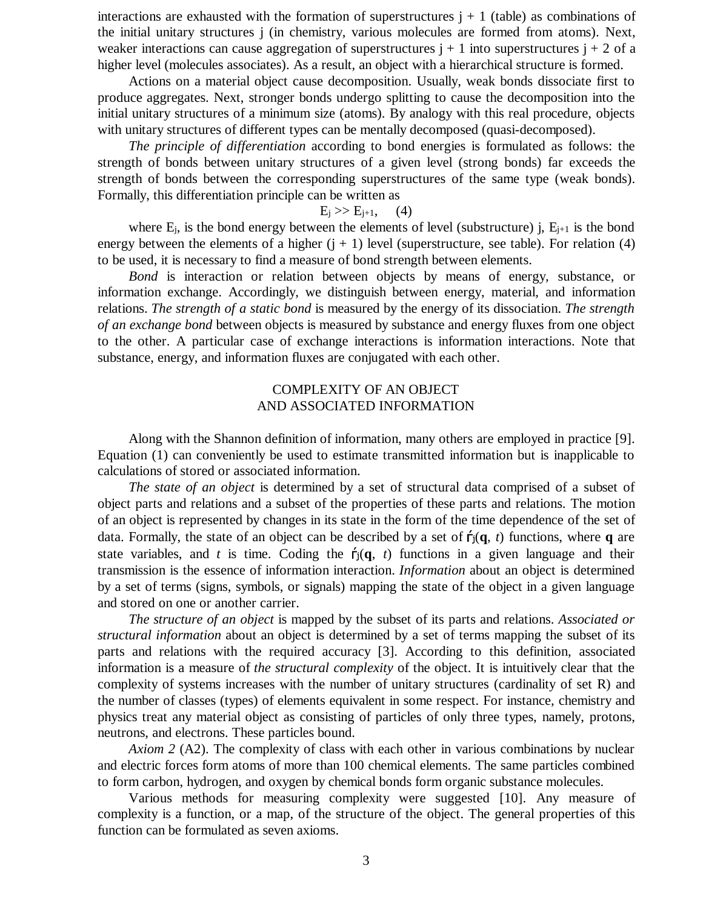interactions are exhausted with the formation of superstructures $j + 1$ (table) as combinations of the initial unitary structures $j$ (in chemistry, various molecules are formed from atoms). Next, weaker interactions can cause aggregation of superstructures $j + 1$ into superstructures $j + 2$ of a higher level (molecules associates). As a result, an object with a hierarchical structure is formed.

Actions on a material object cause decomposition. Usually, weak bonds dissociate first to produce aggregates. Next, stronger bonds undergo splitting to cause the decomposition into the initial unitary structures of a minimum size (atoms). By analogy with this real procedure, objects with unitary structures of different types can be mentally decomposed (quasi-decomposed).

*The principle of differentiation* according to bond energies is formulated as follows: the strength of bonds between unitary structures of a given level (strong bonds) far exceeds the strength of bonds between the corresponding superstructures of the same type (weak bonds). Formally, this differentiation principle can be written as

$$E_j >> E_{j+1}, \quad (4)$$

where $E_j$, is the bond energy between the elements of level (substructure) j, $E_{j+1}$ is the bond energy between the elements of a higher $(j + 1)$ level (superstructure, see table). For relation (4) to be used, it is necessary to find a measure of bond strength between elements.

*Bond* is interaction or relation between objects by means of energy, substance, or information exchange. Accordingly, we distinguish between energy, material, and information relations. *The strength of a static bond* is measured by the energy of its dissociation. *The strength of an exchange bond* between objects is measured by substance and energy fluxes from one object to the other. A particular case of exchange interactions is information interactions. Note that substance, energy, and information fluxes are conjugated with each other.

## COMPLEXITY OF AN OBJECT AND ASSOCIATED INFORMATION

Along with the Shannon definition of information, many others are employed in practice [9]. Equation (1) can conveniently be used to estimate transmitted information but is inapplicable to calculations of stored or associated information.

*The state of an object* is determined by a set of structural data comprised of a subset of object parts and relations and a subset of the properties of these parts and relations. The motion of an object is represented by changes in its state in the form of the time dependence of the set of data. Formally, the state of an object can be described by a set of $ŕ_j(\mathbf{q}, t)$ functions, where $\mathbf{q}$ are state variables, and $t$ is time. Coding the $ŕ_j(\mathbf{q}, t)$ functions in a given language and their transmission is the essence of information interaction. *Information* about an object is determined by a set of terms (signs, symbols, or signals) mapping the state of the object in a given language and stored on one or another carrier.

*The structure of an object* is mapped by the subset of its parts and relations. *Associated or structural information* about an object is determined by a set of terms mapping the subset of its parts and relations with the required accuracy [3]. According to this definition, associated information is a measure of *the structural complexity* of the object. It is intuitively clear that the complexity of systems increases with the number of unitary structures (cardinality of set R) and the number of classes (types) of elements equivalent in some respect. For instance, chemistry and physics treat any material object as consisting of particles of only three types, namely, protons, neutrons, and electrons. These particles bound.

*Axiom 2* (A2). The complexity of class with each other in various combinations by nuclear and electric forces form atoms of more than 100 chemical elements. The same particles combined to form carbon, hydrogen, and oxygen by chemical bonds form organic substance molecules.

Various methods for measuring complexity were suggested [10]. Any measure of complexity is a function, or a map, of the structure of the object. The general properties of this function can be formulated as seven axioms.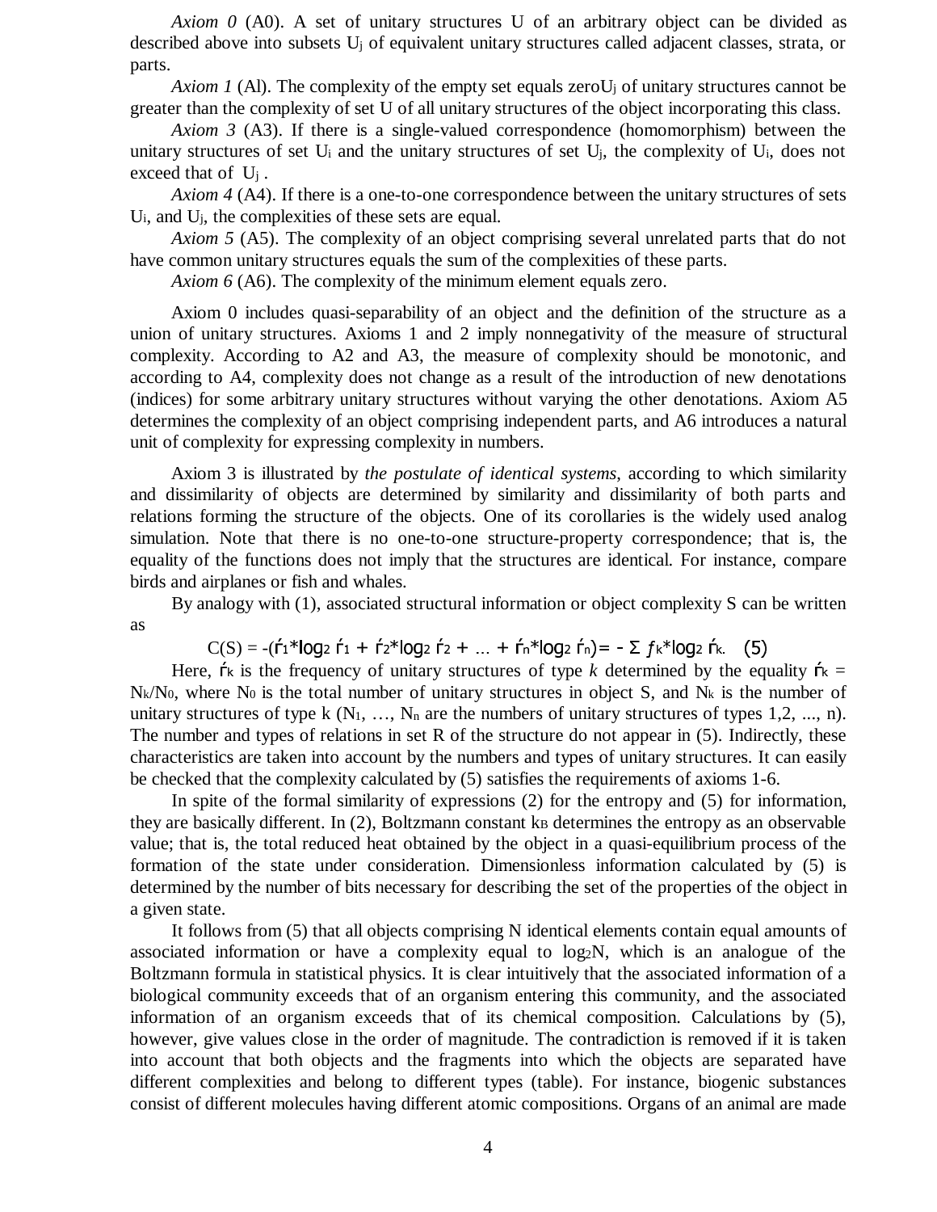*Axiom 0* (A0). A set of unitary structures U of an arbitrary object can be divided as described above into subsets $U_j$ of equivalent unitary structures called adjacent classes, strata, or parts.

*Axiom 1* (Al). The complexity of the empty set equals zero$U_j$ of unitary structures cannot be greater than the complexity of set U of all unitary structures of the object incorporating this class.

*Axiom 3* (A3). If there is a single-valued correspondence (homomorphism) between the unitary structures of set $U_i$ and the unitary structures of set $U_j$, the complexity of $U_i$, does not exceed that of $U_j$.

*Axiom 4* (A4). If there is a one-to-one correspondence between the unitary structures of sets $U_i$, and $U_j$, the complexities of these sets are equal.

*Axiom 5* (A5). The complexity of an object comprising several unrelated parts that do not have common unitary structures equals the sum of the complexities of these parts.

*Axiom 6* (A6). The complexity of the minimum element equals zero.

Axiom 0 includes quasi-separability of an object and the definition of the structure as a union of unitary structures. Axioms 1 and 2 imply nonnegativity of the measure of structural complexity. According to A2 and A3, the measure of complexity should be monotonic, and according to A4, complexity does not change as a result of the introduction of new denotations (indices) for some arbitrary unitary structures without varying the other denotations. Axiom A5 determines the complexity of an object comprising independent parts, and A6 introduces a natural unit of complexity for expressing complexity in numbers.

Axiom 3 is illustrated by *the postulate of identical systems*, according to which similarity and dissimilarity of objects are determined by similarity and dissimilarity of both parts and relations forming the structure of the objects. One of its corollaries is the widely used analog simulation. Note that there is no one-to-one structure-property correspondence; that is, the equality of the functions does not imply that the structures are identical. For instance, compare birds and airplanes or fish and whales.

By analogy with (1), associated structural information or object complexity S can be written as

$$C(S) = -(ŕ_1*\log_2 ŕ_1 + ŕ_2*\log_2 ŕ_2 + \ldots + ŕ_n*\log_2 ŕ_n) = -\Sigma\, f_k*\log_2 ŕ_k. \quad (5)$$

Here, $ŕ_k$ is the frequency of unitary structures of type *k* determined by the equality $ŕ_k = N_k/N_0$, where $N_0$ is the total number of unitary structures in object S, and $N_k$ is the number of unitary structures of type k ($N_1, \ldots, N_n$ are the numbers of unitary structures of types 1,2, ..., n). The number and types of relations in set R of the structure do not appear in (5). Indirectly, these characteristics are taken into account by the numbers and types of unitary structures. It can easily be checked that the complexity calculated by (5) satisfies the requirements of axioms 1-6.

In spite of the formal similarity of expressions (2) for the entropy and (5) for information, they are basically different. In (2), Boltzmann constant $k_B$ determines the entropy as an observable value; that is, the total reduced heat obtained by the object in a quasi-equilibrium process of the formation of the state under consideration. Dimensionless information calculated by (5) is determined by the number of bits necessary for describing the set of the properties of the object in a given state.

It follows from (5) that all objects comprising N identical elements contain equal amounts of associated information or have a complexity equal to $\log_2 N$, which is an analogue of the Boltzmann formula in statistical physics. It is clear intuitively that the associated information of a biological community exceeds that of an organism entering this community, and the associated information of an organism exceeds that of its chemical composition. Calculations by (5), however, give values close in the order of magnitude. The contradiction is removed if it is taken into account that both objects and the fragments into which the objects are separated have different complexities and belong to different types (table). For instance, biogenic substances consist of different molecules having different atomic compositions. Organs of an animal are made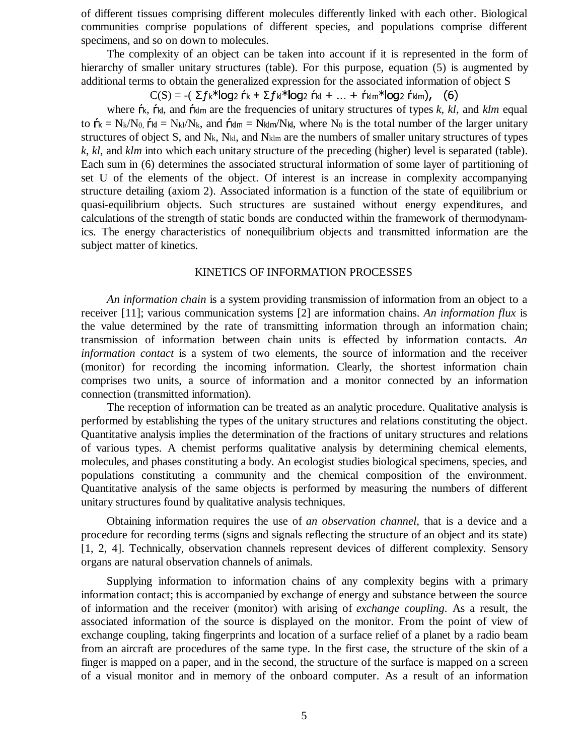of different tissues comprising different molecules differently linked with each other. Biological communities comprise populations of different species, and populations comprise different specimens, and so on down to molecules.

The complexity of an object can be taken into account if it is represented in the form of hierarchy of smaller unitary structures (table). For this purpose, equation (5) is augmented by additional terms to obtain the generalized expression for the associated information of object S

$$C(S) = -( \Sigma f_k * \log_2 \acute{r}_k + \Sigma f_{kl} * \log_2 \acute{r}_{kl} + \ldots + \acute{r}_{klm} * \log_2 \acute{r}_{klm}), \quad (6)$$

where $\acute{r}_k$, $\acute{r}_{kl}$, and $\acute{r}_{klm}$ are the frequencies of unitary structures of types *k*, *kl*, and *klm* equal to $\acute{r}_k = N_k/N_0$, $\acute{r}_{kl} = N_{kl}/N_k$, and $\acute{r}_{klm} = N_{klm}/N_{kl}$, where $N_0$ is the total number of the larger unitary structures of object S, and $N_k$, $N_{kl}$, and $N_{klm}$ are the numbers of smaller unitary structures of types *k*, *kl*, and *klm* into which each unitary structure of the preceding (higher) level is separated (table). Each sum in (6) determines the associated structural information of some layer of partitioning of set U of the elements of the object. Of interest is an increase in complexity accompanying structure detailing (axiom 2). Associated information is a function of the state of equilibrium or quasi-equilibrium objects. Such structures are sustained without energy expenditures, and calculations of the strength of static bonds are conducted within the framework of thermodynamics. The energy characteristics of nonequilibrium objects and transmitted information are the subject matter of kinetics.

## KINETICS OF INFORMATION PROCESSES

*An information chain* is a system providing transmission of information from an object to a receiver [11]; various communication systems [2] are information chains. *An information flux* is the value determined by the rate of transmitting information through an information chain; transmission of information between chain units is effected by information contacts. *An information contact* is a system of two elements, the source of information and the receiver (monitor) for recording the incoming information. Clearly, the shortest information chain comprises two units, a source of information and a monitor connected by an information connection (transmitted information).

The reception of information can be treated as an analytic procedure. Qualitative analysis is performed by establishing the types of the unitary structures and relations constituting the object. Quantitative analysis implies the determination of the fractions of unitary structures and relations of various types. A chemist performs qualitative analysis by determining chemical elements, molecules, and phases constituting a body. An ecologist studies biological specimens, species, and populations constituting a community and the chemical composition of the environment. Quantitative analysis of the same objects is performed by measuring the numbers of different unitary structures found by qualitative analysis techniques.

Obtaining information requires the use of *an observation channel*, that is a device and a procedure for recording terms (signs and signals reflecting the structure of an object and its state) [1, 2, 4]. Technically, observation channels represent devices of different complexity. Sensory organs are natural observation channels of animals.

Supplying information to information chains of any complexity begins with a primary information contact; this is accompanied by exchange of energy and substance between the source of information and the receiver (monitor) with arising of *exchange coupling*. As a result, the associated information of the source is displayed on the monitor. From the point of view of exchange coupling, taking fingerprints and location of a surface relief of a planet by a radio beam from an aircraft are procedures of the same type. In the first case, the structure of the skin of a finger is mapped on a paper, and in the second, the structure of the surface is mapped on a screen of a visual monitor and in memory of the onboard computer. As a result of an information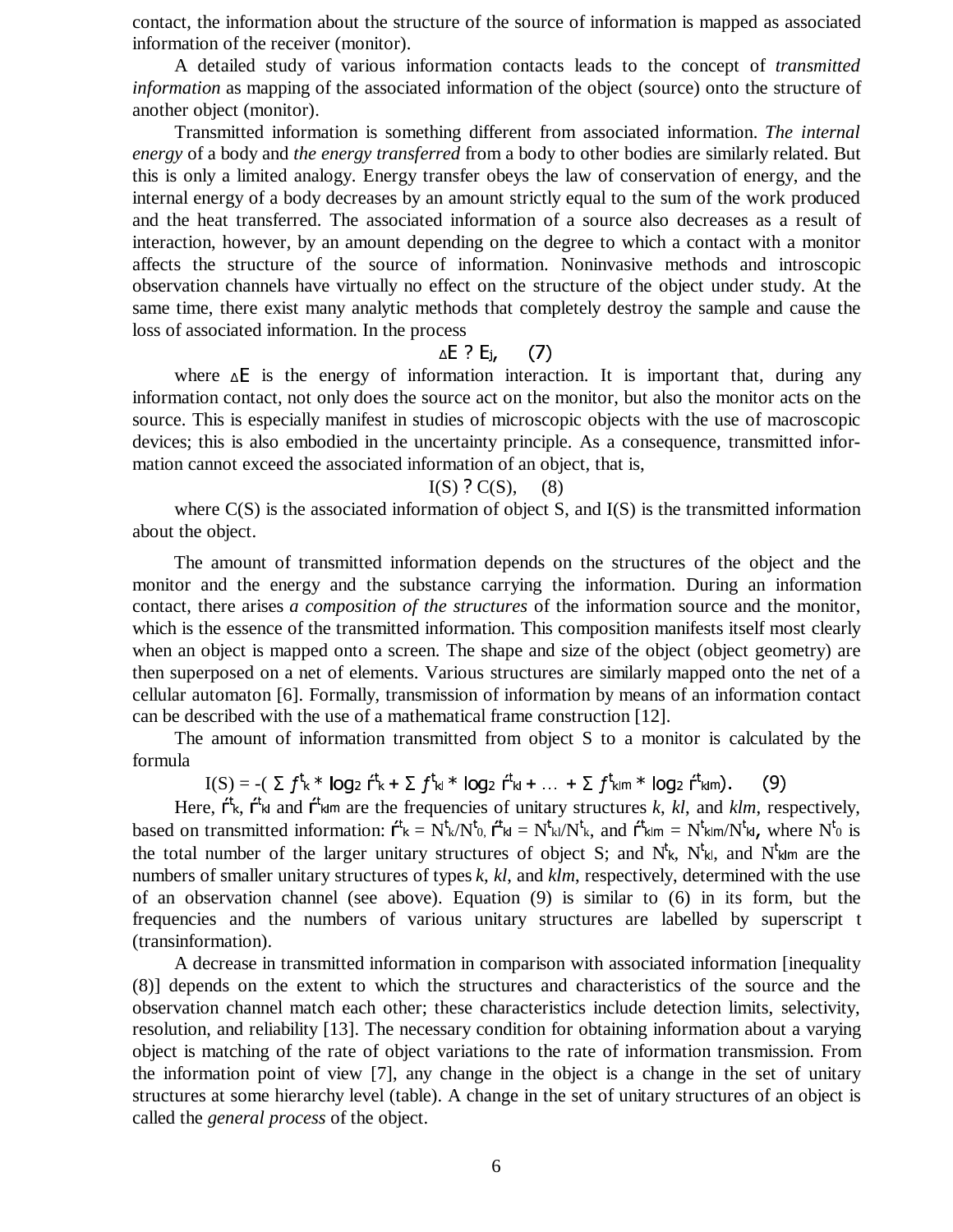contact, the information about the structure of the source of information is mapped as associated information of the receiver (monitor).

A detailed study of various information contacts leads to the concept of *transmitted information* as mapping of the associated information of the object (source) onto the structure of another object (monitor).

Transmitted information is something different from associated information. *The internal energy* of a body and *the energy transferred* from a body to other bodies are similarly related. But this is only a limited analogy. Energy transfer obeys the law of conservation of energy, and the internal energy of a body decreases by an amount strictly equal to the sum of the work produced and the heat transferred. The associated information of a source also decreases as a result of interaction, however, by an amount depending on the degree to which a contact with a monitor affects the structure of the source of information. Noninvasive methods and introscopic observation channels have virtually no effect on the structure of the object under study. At the same time, there exist many analytic methods that completely destroy the sample and cause the loss of associated information. In the process

$$\Delta E \ ? \ E_j, \quad (7)$$

where $\Delta E$ is the energy of information interaction. It is important that, during any information contact, not only does the source act on the monitor, but also the monitor acts on the source. This is especially manifest in studies of microscopic objects with the use of macroscopic devices; this is also embodied in the uncertainty principle. As a consequence, transmitted information cannot exceed the associated information of an object, that is,

$$I(S) \ ? \ C(S), \quad (8)$$

where C(S) is the associated information of object S, and I(S) is the transmitted information about the object.

The amount of transmitted information depends on the structures of the object and the monitor and the energy and the substance carrying the information. During an information contact, there arises *a composition of the structures* of the information source and the monitor, which is the essence of the transmitted information. This composition manifests itself most clearly when an object is mapped onto a screen. The shape and size of the object (object geometry) are then superposed on a net of elements. Various structures are similarly mapped onto the net of a cellular automaton [6]. Formally, transmission of information by means of an information contact can be described with the use of a mathematical frame construction [12].

The amount of information transmitted from object S to a monitor is calculated by the formula

$$I(S) = -( \Sigma f^t_k * \log_2 f^t_k + \Sigma f^t_{kl} * \log_2 f^t_{kl} + \ldots + \Sigma f^t_{klm} * \log_2 f^t_{klm}). \quad (9)$$

Here, $f^t_k$, $f^t_{kl}$ and $f^t_{klm}$ are the frequencies of unitary structures *k*, *kl*, and *klm*, respectively, based on transmitted information: $f^t_k = N^t_k/N^t_0$, $f^t_{kl} = N^t_{kl}/N^t_k$, and $f^t_{klm} = N^t_{klm}/N^t_{kl}$, where $N^t_0$ is the total number of the larger unitary structures of object S; and $N^t_k$, $N^t_{kl}$, and $N^t_{klm}$ are the numbers of smaller unitary structures of types *k*, *kl*, and *klm*, respectively, determined with the use of an observation channel (see above). Equation (9) is similar to (6) in its form, but the frequencies and the numbers of various unitary structures are labelled by superscript t (transinformation).

A decrease in transmitted information in comparison with associated information [inequality (8)] depends on the extent to which the structures and characteristics of the source and the observation channel match each other; these characteristics include detection limits, selectivity, resolution, and reliability [13]. The necessary condition for obtaining information about a varying object is matching of the rate of object variations to the rate of information transmission. From the information point of view [7], any change in the object is a change in the set of unitary structures at some hierarchy level (table). A change in the set of unitary structures of an object is called the *general process* of the object.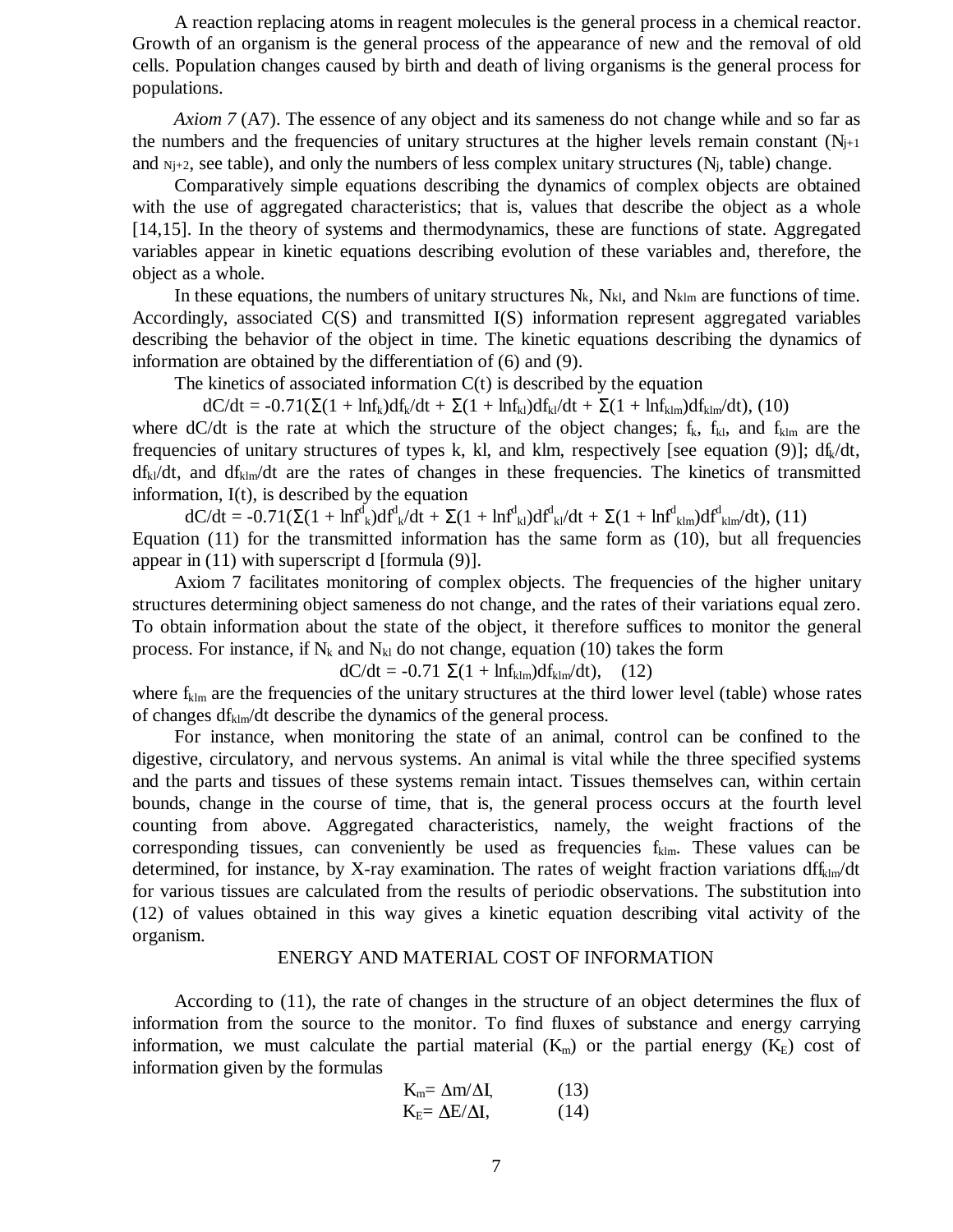A reaction replacing atoms in reagent molecules is the general process in a chemical reactor. Growth of an organism is the general process of the appearance of new and the removal of old cells. Population changes caused by birth and death of living organisms is the general process for populations.

*Axiom 7* (A7). The essence of any object and its sameness do not change while and so far as the numbers and the frequencies of unitary structures at the higher levels remain constant ($N_{j+1}$ and $N_{j+2}$, see table), and only the numbers of less complex unitary structures ($N_j$, table) change.

Comparatively simple equations describing the dynamics of complex objects are obtained with the use of aggregated characteristics; that is, values that describe the object as a whole [14,15]. In the theory of systems and thermodynamics, these are functions of state. Aggregated variables appear in kinetic equations describing evolution of these variables and, therefore, the object as a whole.

In these equations, the numbers of unitary structures $N_k$, $N_{kl}$, and $N_{klm}$ are functions of time. Accordingly, associated C(S) and transmitted I(S) information represent aggregated variables describing the behavior of the object in time. The kinetic equations describing the dynamics of information are obtained by the differentiation of (6) and (9).

The kinetics of associated information C(t) is described by the equation

$$dC/dt = -0.71(\Sigma(1 + \ln f_k)df_k/dt + \Sigma(1 + \ln f_{kl})df_{kl}/dt + \Sigma(1 + \ln f_{klm})df_{klm}/dt), \quad (10)$$

where dC/dt is the rate at which the structure of the object changes; $f_k$, $f_{kl}$, and $f_{klm}$ are the frequencies of unitary structures of types k, kl, and klm, respectively [see equation (9)]; $df_k/dt$, $df_{kl}/dt$, and $df_{klm}/dt$ are the rates of changes in these frequencies. The kinetics of transmitted information, I(t), is described by the equation

$$dC/dt = -0.71(\Sigma(1 + \ln f^d_k)df^d_k/dt + \Sigma(1 + \ln f^d_{kl})df^d_{kl}/dt + \Sigma(1 + \ln f^d_{klm})df^d_{klm}/dt), \quad (11)$$

Equation (11) for the transmitted information has the same form as (10), but all frequencies appear in (11) with superscript d [formula (9)].

Axiom 7 facilitates monitoring of complex objects. The frequencies of the higher unitary structures determining object sameness do not change, and the rates of their variations equal zero. To obtain information about the state of the object, it therefore suffices to monitor the general process. For instance, if $N_k$ and $N_{kl}$ do not change, equation (10) takes the form

$$dC/dt = -0.71 \, \Sigma(1 + \ln f_{klm})df_{klm}/dt), \quad (12)$$

where $f_{klm}$ are the frequencies of the unitary structures at the third lower level (table) whose rates of changes $df_{klm}/dt$ describe the dynamics of the general process.

For instance, when monitoring the state of an animal, control can be confined to the digestive, circulatory, and nervous systems. An animal is vital while the three specified systems and the parts and tissues of these systems remain intact. Tissues themselves can, within certain bounds, change in the course of time, that is, the general process occurs at the fourth level counting from above. Aggregated characteristics, namely, the weight fractions of the corresponding tissues, can conveniently be used as frequencies $f_{klm}$. These values can be determined, for instance, by X-ray examination. The rates of weight fraction variations $dff_{klm}/dt$ for various tissues are calculated from the results of periodic observations. The substitution into (12) of values obtained in this way gives a kinetic equation describing vital activity of the organism.

## ENERGY AND MATERIAL COST OF INFORMATION

According to (11), the rate of changes in the structure of an object determines the flux of information from the source to the monitor. To find fluxes of substance and energy carrying information, we must calculate the partial material ($K_m$) or the partial energy ($K_E$) cost of information given by the formulas

$$K_m = \Delta m / \Delta I, \quad (13)$$

$$K_E = \Delta E / \Delta I, \quad (14)$$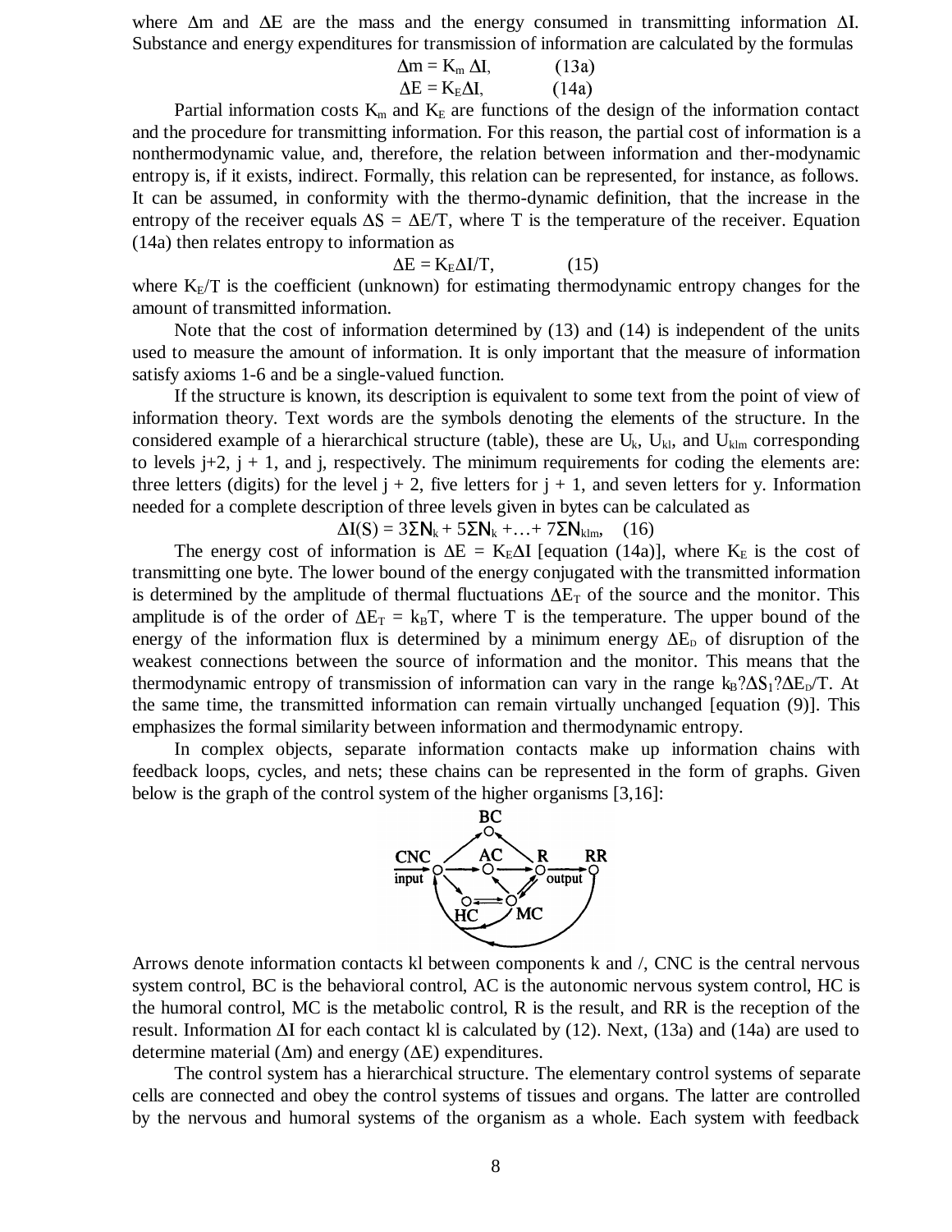where $\Delta m$ and $\Delta E$ are the mass and the energy consumed in transmitting information $\Delta I$. Substance and energy expenditures for transmission of information are calculated by the formulas

$$\Delta m = K_m \Delta I, \qquad (13a)$$

$$\Delta E = K_E \Delta I, \qquad (14a)$$

Partial information costs $K_m$ and $K_E$ are functions of the design of the information contact and the procedure for transmitting information. For this reason, the partial cost of information is a nonthermodynamic value, and, therefore, the relation between information and ther-modynamic entropy is, if it exists, indirect. Formally, this relation can be represented, for instance, as follows. It can be assumed, in conformity with the thermo-dynamic definition, that the increase in the entropy of the receiver equals $\Delta S = \Delta E/T$, where T is the temperature of the receiver. Equation (14a) then relates entropy to information as

$$\Delta E = K_E \Delta I/T, \qquad (15)$$

where $K_E/T$ is the coefficient (unknown) for estimating thermodynamic entropy changes for the amount of transmitted information.

Note that the cost of information determined by (13) and (14) is independent of the units used to measure the amount of information. It is only important that the measure of information satisfy axioms 1-6 and be a single-valued function.

If the structure is known, its description is equivalent to some text from the point of view of information theory. Text words are the symbols denoting the elements of the structure. In the considered example of a hierarchical structure (table), these are $U_k$, $U_{kl}$, and $U_{klm}$ corresponding to levels j+2, j + 1, and j, respectively. The minimum requirements for coding the elements are: three letters (digits) for the level j + 2, five letters for j + 1, and seven letters for y. Information needed for a complete description of three levels given in bytes can be calculated as

$$\Delta I(S) = 3\Sigma N_k + 5\Sigma N_k + \ldots + 7\Sigma N_{klm}, \quad (16)$$

The energy cost of information is $\Delta E = K_E \Delta I$ [equation (14a)], where $K_E$ is the cost of transmitting one byte. The lower bound of the energy conjugated with the transmitted information is determined by the amplitude of thermal fluctuations $\Delta E_T$ of the source and the monitor. This amplitude is of the order of $\Delta E_T = k_B T$, where T is the temperature. The upper bound of the energy of the information flux is determined by a minimum energy $\Delta E_D$ of disruption of the weakest connections between the source of information and the monitor. This means that the thermodynamic entropy of transmission of information can vary in the range $k_B ? \Delta S_1 ? \Delta E_D/T$. At the same time, the transmitted information can remain virtually unchanged [equation (9)]. This emphasizes the formal similarity between information and thermodynamic entropy.

In complex objects, separate information contacts make up information chains with feedback loops, cycles, and nets; these chains can be represented in the form of graphs. Given below is the graph of the control system of the higher organisms [3,16]:

Arrows denote information contacts kl between components k and /, CNC is the central nervous system control, BC is the behavioral control, AC is the autonomic nervous system control, HC is the humoral control, MC is the metabolic control, R is the result, and RR is the reception of the result. Information $\Delta I$ for each contact kl is calculated by (12). Next, (13a) and (14a) are used to determine material ($\Delta m$) and energy ($\Delta E$) expenditures.

The control system has a hierarchical structure. The elementary control systems of separate cells are connected and obey the control systems of tissues and organs. The latter are controlled by the nervous and humoral systems of the organism as a whole. Each system with feedback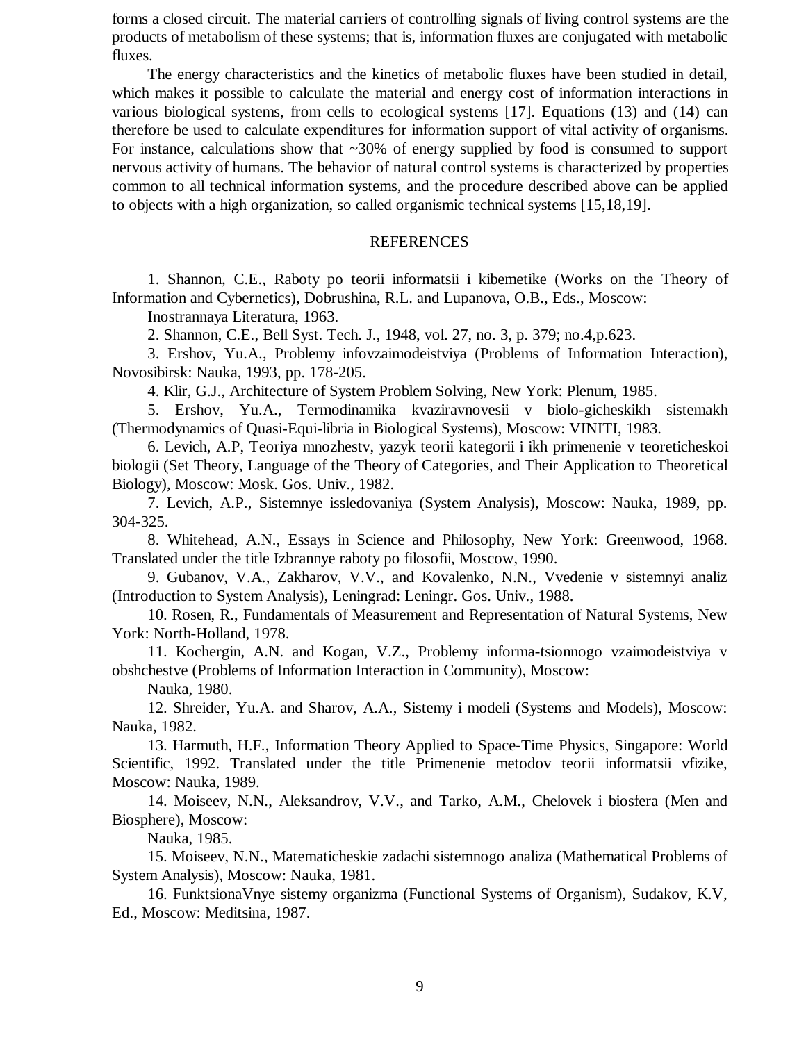forms a closed circuit. The material carriers of controlling signals of living control systems are the products of metabolism of these systems; that is, information fluxes are conjugated with metabolic fluxes.

The energy characteristics and the kinetics of metabolic fluxes have been studied in detail, which makes it possible to calculate the material and energy cost of information interactions in various biological systems, from cells to ecological systems [17]. Equations (13) and (14) can therefore be used to calculate expenditures for information support of vital activity of organisms. For instance, calculations show that ~30% of energy supplied by food is consumed to support nervous activity of humans. The behavior of natural control systems is characterized by properties common to all technical information systems, and the procedure described above can be applied to objects with a high organization, so called organismic technical systems [15,18,19].

## REFERENCES

1. Shannon, C.E., Raboty po teorii informatsii i kibemetike (Works on the Theory of Information and Cybernetics), Dobrushina, R.L. and Lupanova, O.B., Eds., Moscow: Inostrannaya Literatura, 1963.
2. Shannon, C.E., Bell Syst. Tech. J., 1948, vol. 27, no. 3, p. 379; no.4,p.623.
3. Ershov, Yu.A., Problemy infovzaimodeistviya (Problems of Information Interaction), Novosibirsk: Nauka, 1993, pp. 178-205.
4. Klir, G.J., Architecture of System Problem Solving, New York: Plenum, 1985.
5. Ershov, Yu.A., Termodinamika kvaziravnovesii v biolo-gicheskikh sistemakh (Thermodynamics of Quasi-Equi-libria in Biological Systems), Moscow: VINITI, 1983.
6. Levich, A.P, Teoriya mnozhestv, yazyk teorii kategorii i ikh primenenie v teoreticheskoi biologii (Set Theory, Language of the Theory of Categories, and Their Application to Theoretical Biology), Moscow: Mosk. Gos. Univ., 1982.
7. Levich, A.P., Sistemnye issledovaniya (System Analysis), Moscow: Nauka, 1989, pp. 304-325.
8. Whitehead, A.N., Essays in Science and Philosophy, New York: Greenwood, 1968. Translated under the title Izbrannye raboty po filosofii, Moscow, 1990.
9. Gubanov, V.A., Zakharov, V.V., and Kovalenko, N.N., Vvedenie v sistemnyi analiz (Introduction to System Analysis), Leningrad: Leningr. Gos. Univ., 1988.
10. Rosen, R., Fundamentals of Measurement and Representation of Natural Systems, New York: North-Holland, 1978.
11. Kochergin, A.N. and Kogan, V.Z., Problemy informa-tsionnogo vzaimodeistviya v obshchestve (Problems of Information Interaction in Community), Moscow: Nauka, 1980.
12. Shreider, Yu.A. and Sharov, A.A., Sistemy i modeli (Systems and Models), Moscow: Nauka, 1982.
13. Harmuth, H.F., Information Theory Applied to Space-Time Physics, Singapore: World Scientific, 1992. Translated under the title Primenenie metodov teorii informatsii vfizike, Moscow: Nauka, 1989.
14. Moiseev, N.N., Aleksandrov, V.V., and Tarko, A.M., Chelovek i biosfera (Men and Biosphere), Moscow: Nauka, 1985.
15. Moiseev, N.N., Matematicheskie zadachi sistemnogo analiza (Mathematical Problems of System Analysis), Moscow: Nauka, 1981.
16. FunktsionaVnye sistemy organizma (Functional Systems of Organism), Sudakov, K.V, Ed., Moscow: Meditsina, 1987.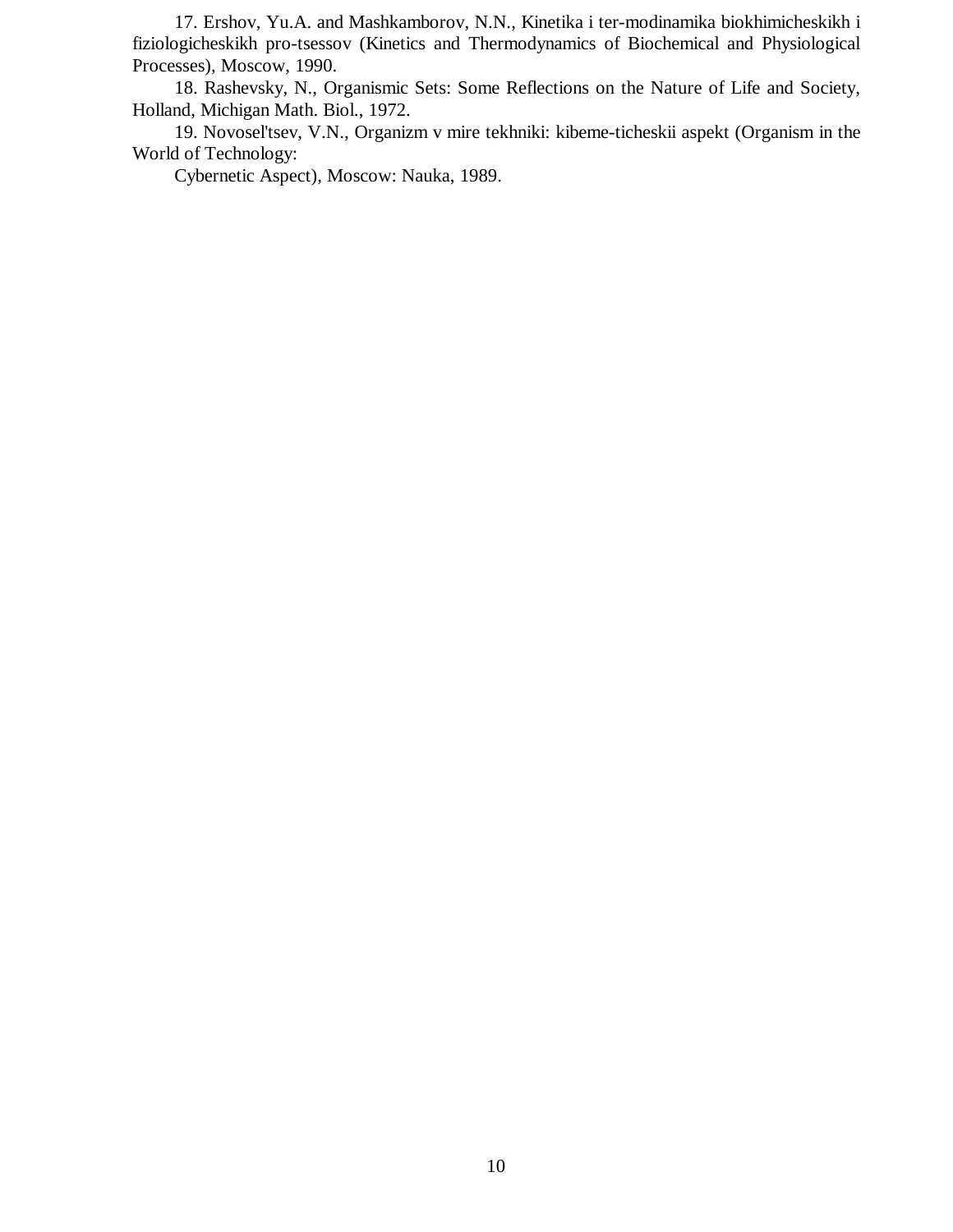17. Ershov, Yu.A. and Mashkamborov, N.N., Kinetika i ter-modinamika biokhimicheskikh i fiziologicheskikh pro-tsessov (Kinetics and Thermodynamics of Biochemical and Physiological Processes), Moscow, 1990.

18. Rashevsky, N., Organismic Sets: Some Reflections on the Nature of Life and Society, Holland, Michigan Math. Biol., 1972.

19. Novosel'tsev, V.N., Organizm v mire tekhniki: kibeme-ticheskii aspekt (Organism in the World of Technology:

Cybernetic Aspect), Moscow: Nauka, 1989.